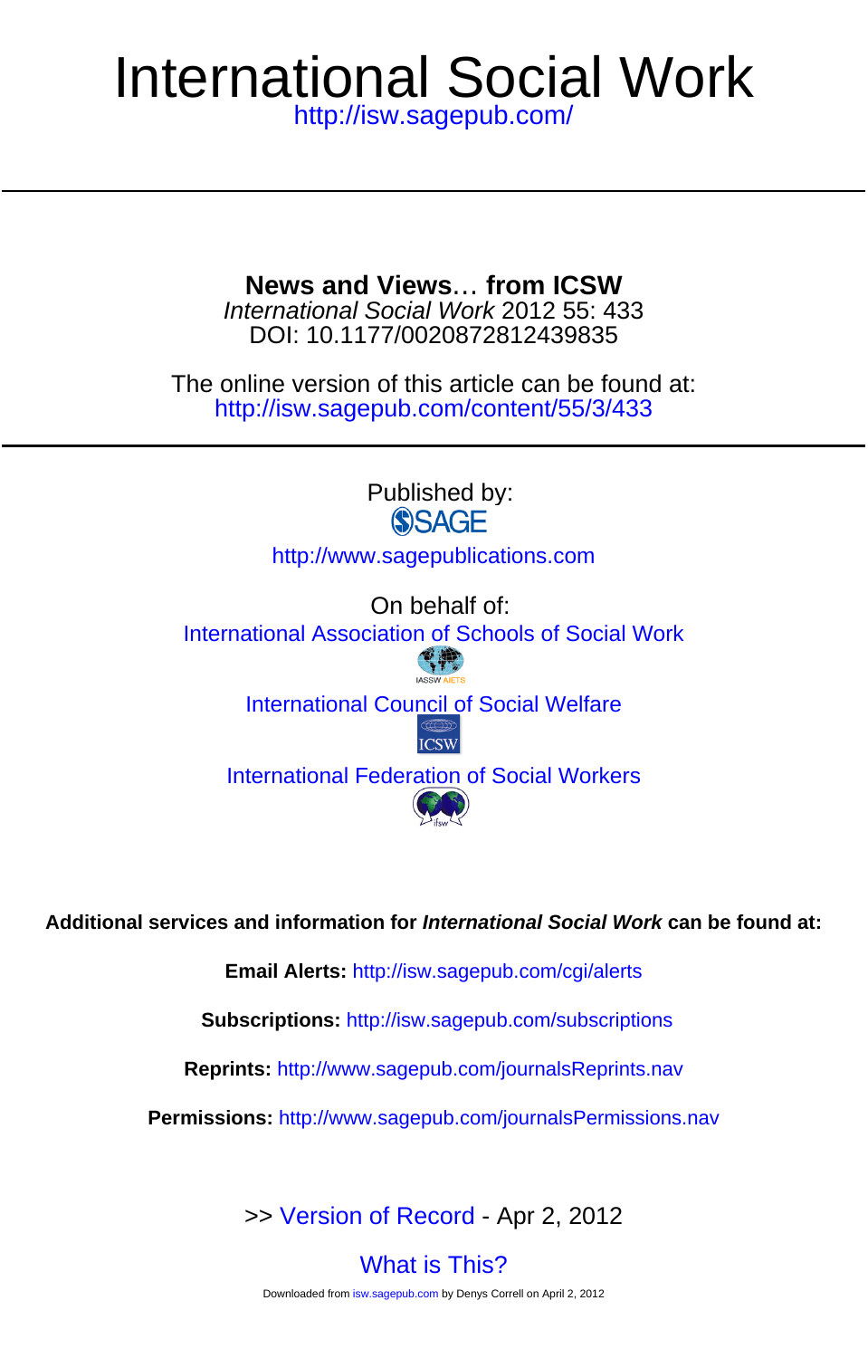# International Social Work

http://isw.sagepub.com/

## News and Views… from ICSW

*International Social Work* 2012 55: 433
DOI: 10.1177/0020872812439835

The online version of this article can be found at:
http://isw.sagepub.com/content/55/3/433

Published by:

SAGE

http://www.sagepublications.com

On behalf of:

International Association of Schools of Social Work

IASSW AIETS

International Council of Social Welfare

ICSW

International Federation of Social Workers

ifsw

**Additional services and information for *International Social Work* can be found at:**

**Email Alerts:** http://isw.sagepub.com/cgi/alerts

**Subscriptions:** http://isw.sagepub.com/subscriptions

**Reprints:** http://www.sagepub.com/journalsReprints.nav

**Permissions:** http://www.sagepub.com/journalsPermissions.nav

>> Version of Record - Apr 2, 2012

What is This?

Downloaded from isw.sagepub.com by Denys Correll on April 2, 2012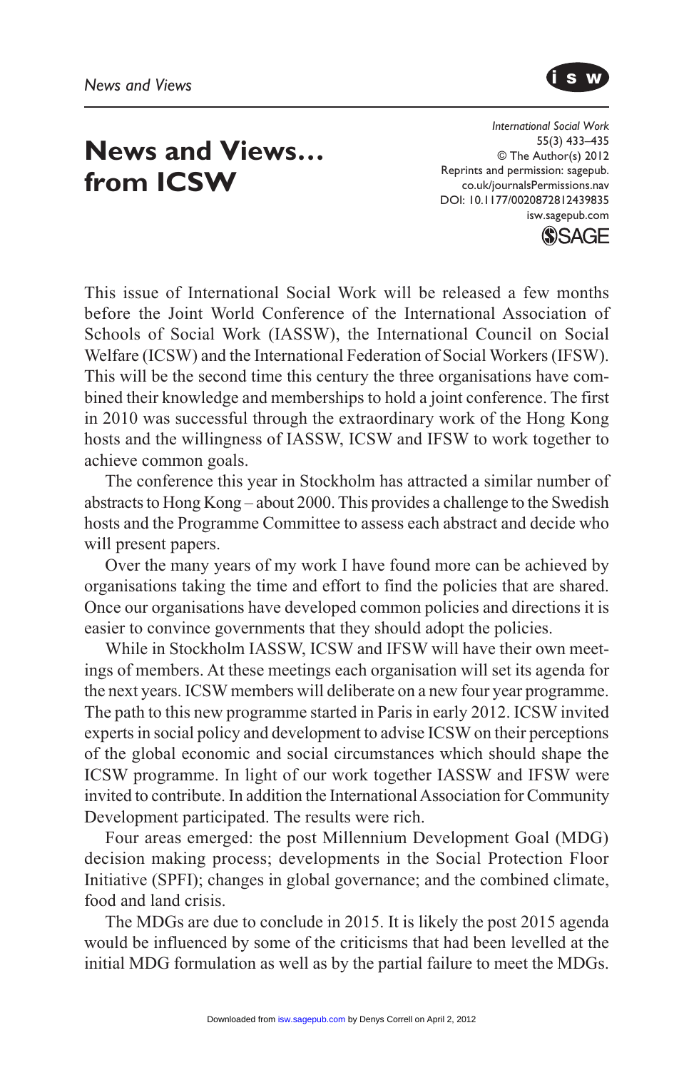# News and Views… from ICSW

This issue of International Social Work will be released a few months before the Joint World Conference of the International Association of Schools of Social Work (IASSW), the International Council on Social Welfare (ICSW) and the International Federation of Social Workers (IFSW). This will be the second time this century the three organisations have combined their knowledge and memberships to hold a joint conference. The first in 2010 was successful through the extraordinary work of the Hong Kong hosts and the willingness of IASSW, ICSW and IFSW to work together to achieve common goals.

The conference this year in Stockholm has attracted a similar number of abstracts to Hong Kong – about 2000. This provides a challenge to the Swedish hosts and the Programme Committee to assess each abstract and decide who will present papers.

Over the many years of my work I have found more can be achieved by organisations taking the time and effort to find the policies that are shared. Once our organisations have developed common policies and directions it is easier to convince governments that they should adopt the policies.

While in Stockholm IASSW, ICSW and IFSW will have their own meetings of members. At these meetings each organisation will set its agenda for the next years. ICSW members will deliberate on a new four year programme. The path to this new programme started in Paris in early 2012. ICSW invited experts in social policy and development to advise ICSW on their perceptions of the global economic and social circumstances which should shape the ICSW programme. In light of our work together IASSW and IFSW were invited to contribute. In addition the International Association for Community Development participated. The results were rich.

Four areas emerged: the post Millennium Development Goal (MDG) decision making process; developments in the Social Protection Floor Initiative (SPFI); changes in global governance; and the combined climate, food and land crisis.

The MDGs are due to conclude in 2015. It is likely the post 2015 agenda would be influenced by some of the criticisms that had been levelled at the initial MDG formulation as well as by the partial failure to meet the MDGs.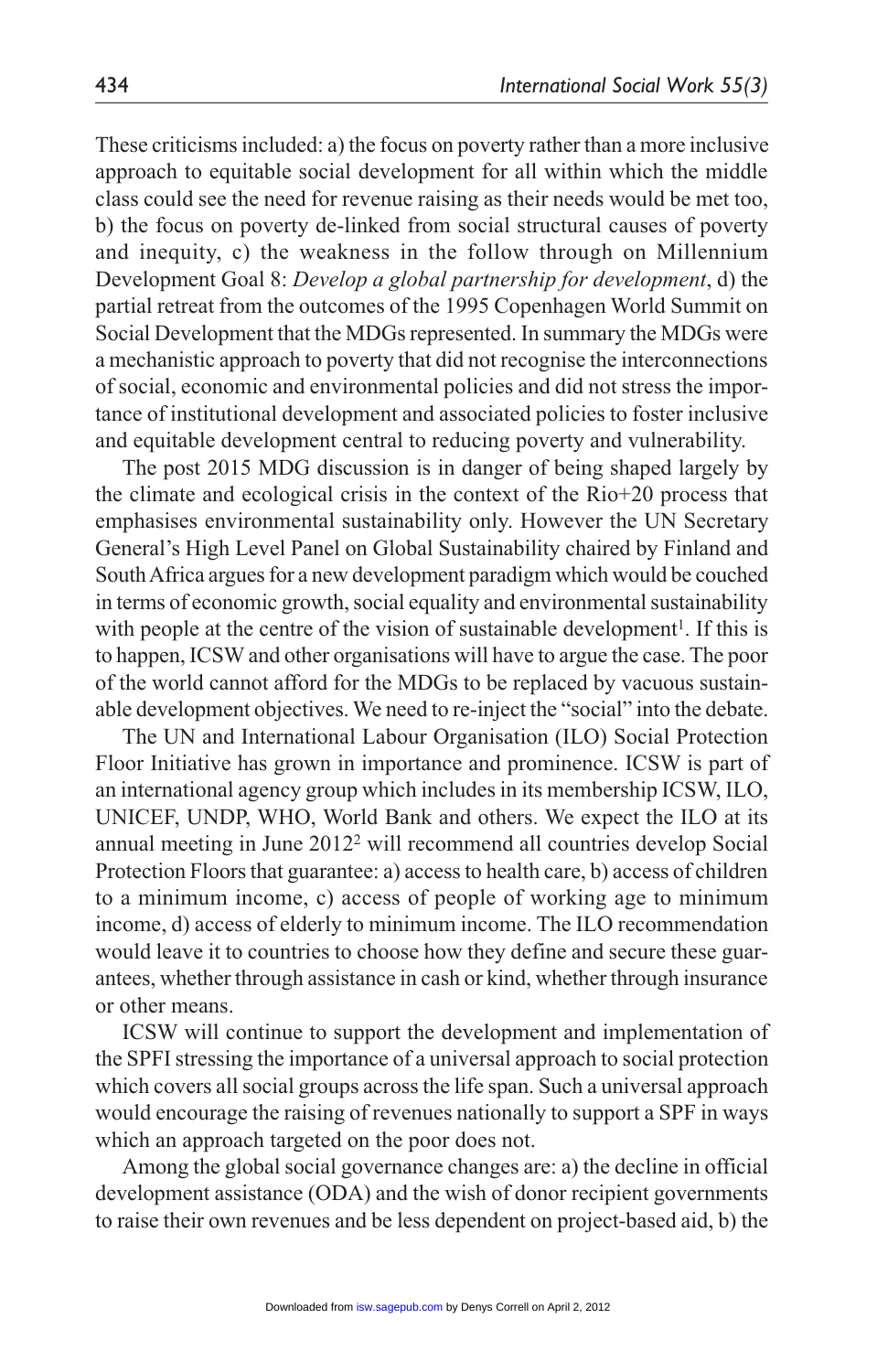These criticisms included: a) the focus on poverty rather than a more inclusive approach to equitable social development for all within which the middle class could see the need for revenue raising as their needs would be met too, b) the focus on poverty de-linked from social structural causes of poverty and inequity, c) the weakness in the follow through on Millennium Development Goal 8: *Develop a global partnership for development*, d) the partial retreat from the outcomes of the 1995 Copenhagen World Summit on Social Development that the MDGs represented. In summary the MDGs were a mechanistic approach to poverty that did not recognise the interconnections of social, economic and environmental policies and did not stress the importance of institutional development and associated policies to foster inclusive and equitable development central to reducing poverty and vulnerability.

The post 2015 MDG discussion is in danger of being shaped largely by the climate and ecological crisis in the context of the Rio+20 process that emphasises environmental sustainability only. However the UN Secretary General's High Level Panel on Global Sustainability chaired by Finland and South Africa argues for a new development paradigm which would be couched in terms of economic growth, social equality and environmental sustainability with people at the centre of the vision of sustainable development[1]. If this is to happen, ICSW and other organisations will have to argue the case. The poor of the world cannot afford for the MDGs to be replaced by vacuous sustainable development objectives. We need to re-inject the "social" into the debate.

The UN and International Labour Organisation (ILO) Social Protection Floor Initiative has grown in importance and prominence. ICSW is part of an international agency group which includes in its membership ICSW, ILO, UNICEF, UNDP, WHO, World Bank and others. We expect the ILO at its annual meeting in June 2012[2] will recommend all countries develop Social Protection Floors that guarantee: a) access to health care, b) access of children to a minimum income, c) access of people of working age to minimum income, d) access of elderly to minimum income. The ILO recommendation would leave it to countries to choose how they define and secure these guarantees, whether through assistance in cash or kind, whether through insurance or other means.

ICSW will continue to support the development and implementation of the SPFI stressing the importance of a universal approach to social protection which covers all social groups across the life span. Such a universal approach would encourage the raising of revenues nationally to support a SPF in ways which an approach targeted on the poor does not.

Among the global social governance changes are: a) the decline in official development assistance (ODA) and the wish of donor recipient governments to raise their own revenues and be less dependent on project-based aid, b) the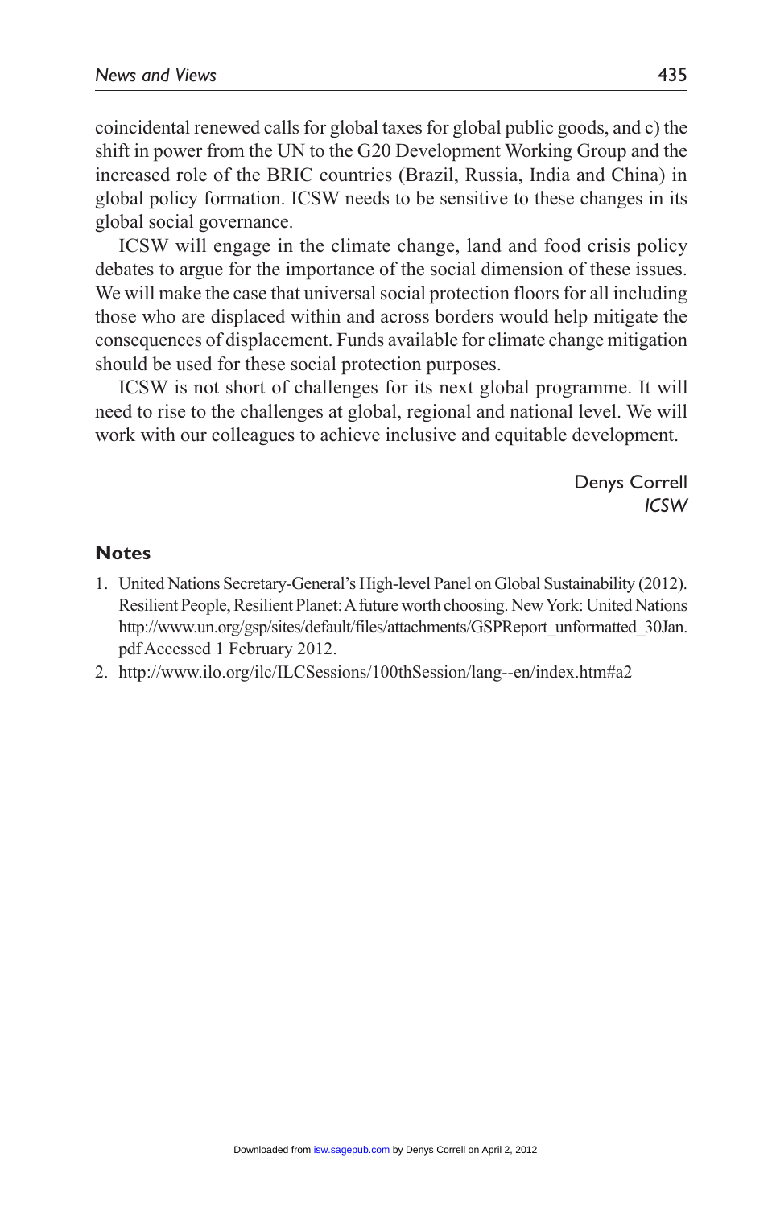coincidental renewed calls for global taxes for global public goods, and c) the shift in power from the UN to the G20 Development Working Group and the increased role of the BRIC countries (Brazil, Russia, India and China) in global policy formation. ICSW needs to be sensitive to these changes in its global social governance.

ICSW will engage in the climate change, land and food crisis policy debates to argue for the importance of the social dimension of these issues. We will make the case that universal social protection floors for all including those who are displaced within and across borders would help mitigate the consequences of displacement. Funds available for climate change mitigation should be used for these social protection purposes.

ICSW is not short of challenges for its next global programme. It will need to rise to the challenges at global, regional and national level. We will work with our colleagues to achieve inclusive and equitable development.

Denys Correll
*ICSW*

## Notes

1. United Nations Secretary-General's High-level Panel on Global Sustainability (2012). Resilient People, Resilient Planet: A future worth choosing. New York: United Nations http://www.un.org/gsp/sites/default/files/attachments/GSPReport_unformatted_30Jan.pdf Accessed 1 February 2012.
2. http://www.ilo.org/ilc/ILCSessions/100thSession/lang--en/index.htm#a2